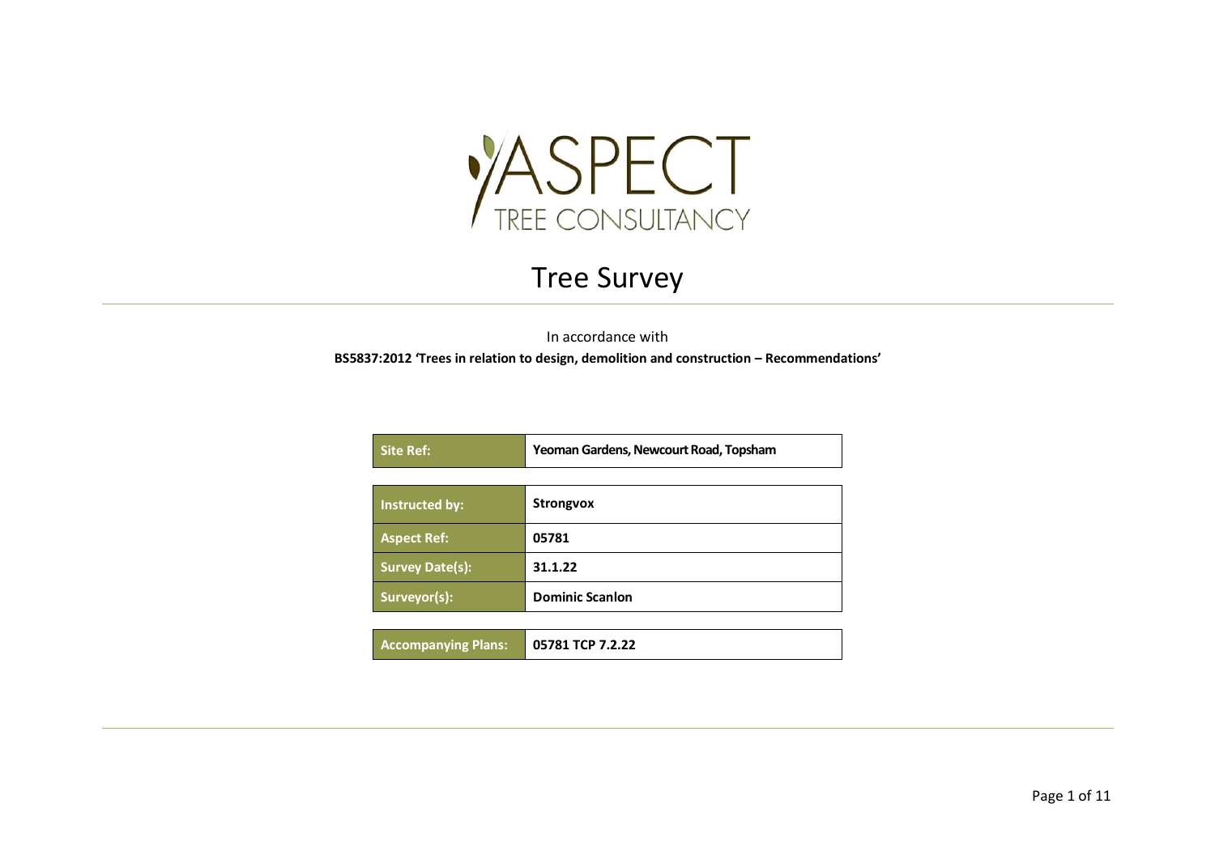ASPECT TREE CONSULTANCY

# Tree Survey

In accordance with

**BS5837:2012 'Trees in relation to design, demolition and construction – Recommendations'**

| Site Ref: | Yeoman Gardens, Newcourt Road, Topsham |
|---|---|

| Instructed by: | Strongvox |
|---|---|
| Aspect Ref: | 05781 |
| Survey Date(s): | 31.1.22 |
| Surveyor(s): | Dominic Scanlon |

| Accompanying Plans: | 05781 TCP 7.2.22 |
|---|---|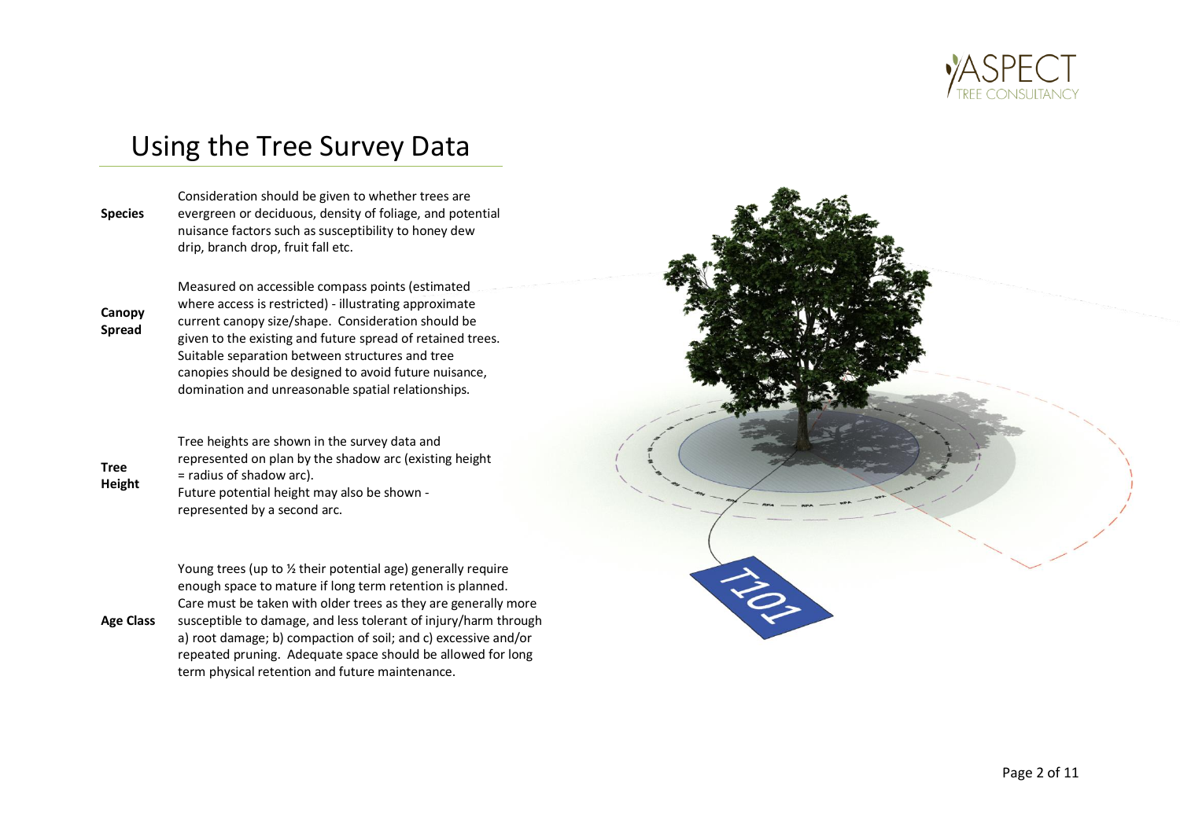# Using the Tree Survey Data

**Species**

Consideration should be given to whether trees are evergreen or deciduous, density of foliage, and potential nuisance factors such as susceptibility to honey dew drip, branch drop, fruit fall etc.

**Canopy Spread**

Measured on accessible compass points (estimated where access is restricted) - illustrating approximate current canopy size/shape. Consideration should be given to the existing and future spread of retained trees. Suitable separation between structures and tree canopies should be designed to avoid future nuisance, domination and unreasonable spatial relationships.

**Tree Height**

Tree heights are shown in the survey data and represented on plan by the shadow arc (existing height = radius of shadow arc).
Future potential height may also be shown - represented by a second arc.

**Age Class**

Young trees (up to ½ their potential age) generally require enough space to mature if long term retention is planned. Care must be taken with older trees as they are generally more susceptible to damage, and less tolerant of injury/harm through a) root damage; b) compaction of soil; and c) excessive and/or repeated pruning. Adequate space should be allowed for long term physical retention and future maintenance.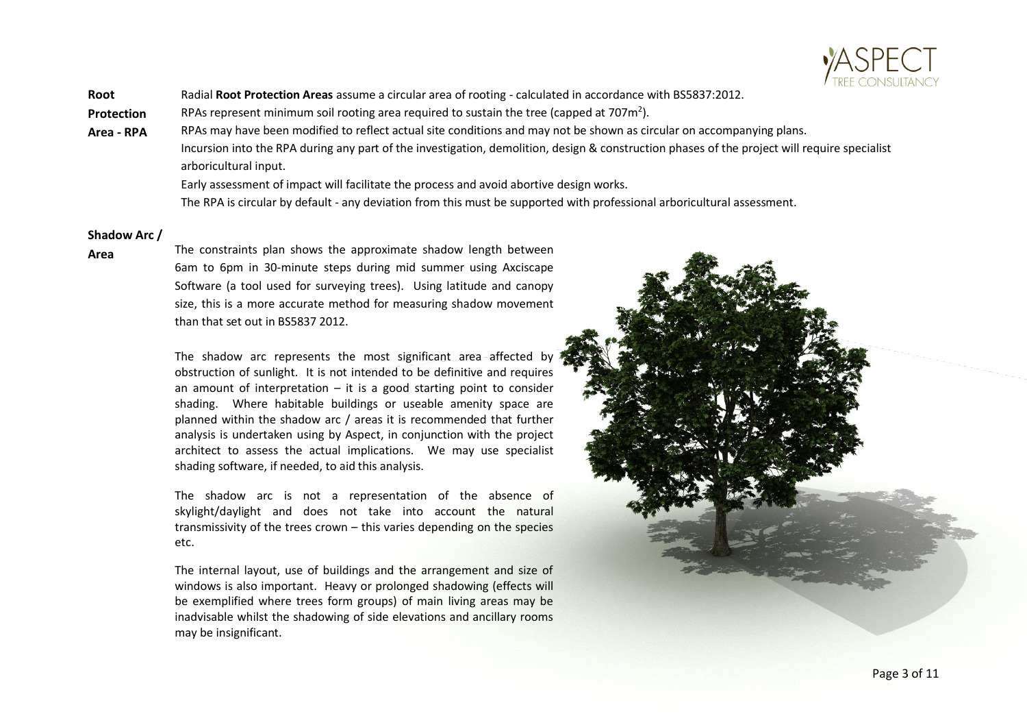**Root Protection Area - RPA**

Radial **Root Protection Areas** assume a circular area of rooting - calculated in accordance with BS5837:2012.

RPAs represent minimum soil rooting area required to sustain the tree (capped at $707m^2$).

RPAs may have been modified to reflect actual site conditions and may not be shown as circular on accompanying plans.

Incursion into the RPA during any part of the investigation, demolition, design & construction phases of the project will require specialist arboricultural input.

Early assessment of impact will facilitate the process and avoid abortive design works.

The RPA is circular by default - any deviation from this must be supported with professional arboricultural assessment.

**Shadow Arc / Area**

The constraints plan shows the approximate shadow length between 6am to 6pm in 30-minute steps during mid summer using Axciscape Software (a tool used for surveying trees). Using latitude and canopy size, this is a more accurate method for measuring shadow movement than that set out in BS5837 2012.

The shadow arc represents the most significant area affected by obstruction of sunlight. It is not intended to be definitive and requires an amount of interpretation – it is a good starting point to consider shading. Where habitable buildings or useable amenity space are planned within the shadow arc / areas it is recommended that further analysis is undertaken using by Aspect, in conjunction with the project architect to assess the actual implications. We may use specialist shading software, if needed, to aid this analysis.

The shadow arc is not a representation of the absence of skylight/daylight and does not take into account the natural transmissivity of the trees crown – this varies depending on the species etc.

The internal layout, use of buildings and the arrangement and size of windows is also important. Heavy or prolonged shadowing (effects will be exemplified where trees form groups) of main living areas may be inadvisable whilst the shadowing of side elevations and ancillary rooms may be insignificant.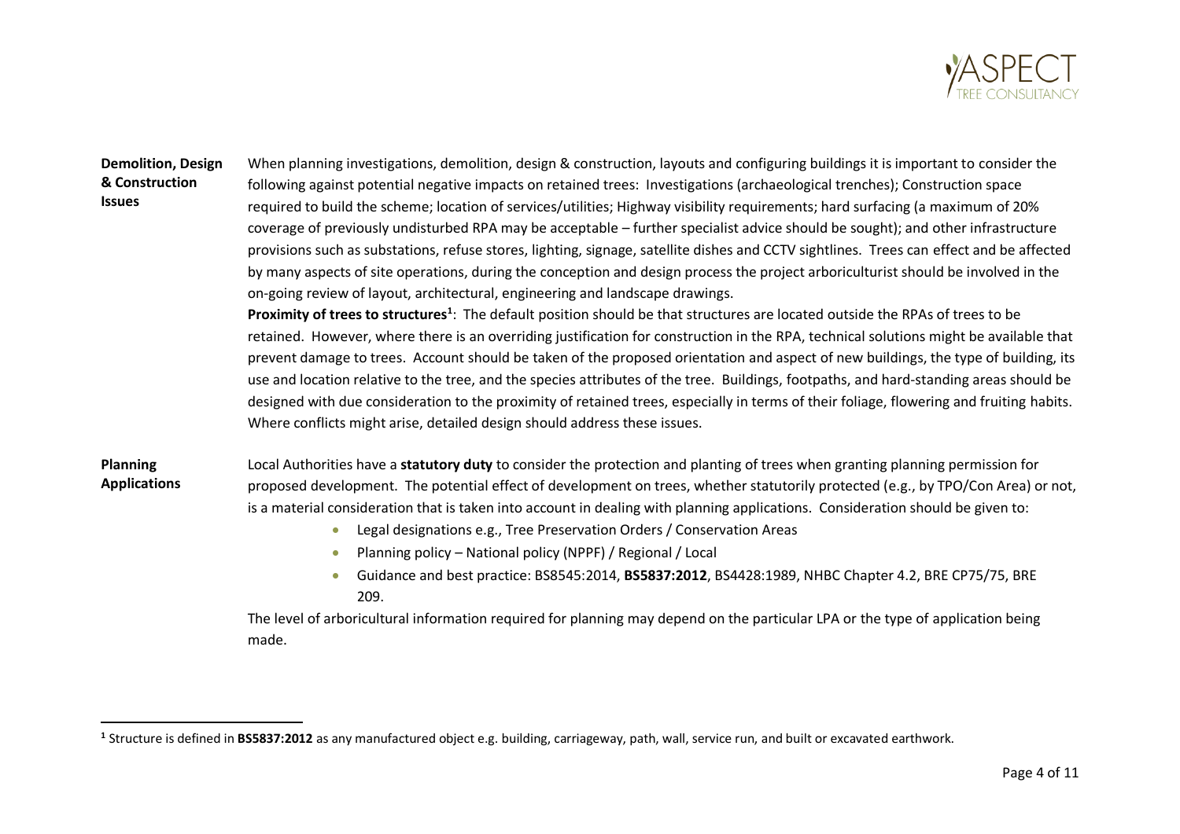**Demolition, Design & Construction Issues**

When planning investigations, demolition, design & construction, layouts and configuring buildings it is important to consider the following against potential negative impacts on retained trees: Investigations (archaeological trenches); Construction space required to build the scheme; location of services/utilities; Highway visibility requirements; hard surfacing (a maximum of 20% coverage of previously undisturbed RPA may be acceptable – further specialist advice should be sought); and other infrastructure provisions such as substations, refuse stores, lighting, signage, satellite dishes and CCTV sightlines. Trees can effect and be affected by many aspects of site operations, during the conception and design process the project arboriculturist should be involved in the on-going review of layout, architectural, engineering and landscape drawings.

**Proximity of trees to structures[1]**: The default position should be that structures are located outside the RPAs of trees to be retained. However, where there is an overriding justification for construction in the RPA, technical solutions might be available that prevent damage to trees. Account should be taken of the proposed orientation and aspect of new buildings, the type of building, its use and location relative to the tree, and the species attributes of the tree. Buildings, footpaths, and hard-standing areas should be designed with due consideration to the proximity of retained trees, especially in terms of their foliage, flowering and fruiting habits. Where conflicts might arise, detailed design should address these issues.

**Planning Applications**

Local Authorities have a **statutory duty** to consider the protection and planting of trees when granting planning permission for proposed development. The potential effect of development on trees, whether statutorily protected (e.g., by TPO/Con Area) or not, is a material consideration that is taken into account in dealing with planning applications. Consideration should be given to:

- Legal designations e.g., Tree Preservation Orders / Conservation Areas
- Planning policy – National policy (NPPF) / Regional / Local
- Guidance and best practice: BS8545:2014, **BS5837:2012**, BS4428:1989, NHBC Chapter 4.2, BRE CP75/75, BRE 209.

The level of arboricultural information required for planning may depend on the particular LPA or the type of application being made.

---

[1] Structure is defined in **BS5837:2012** as any manufactured object e.g. building, carriageway, path, wall, service run, and built or excavated earthwork.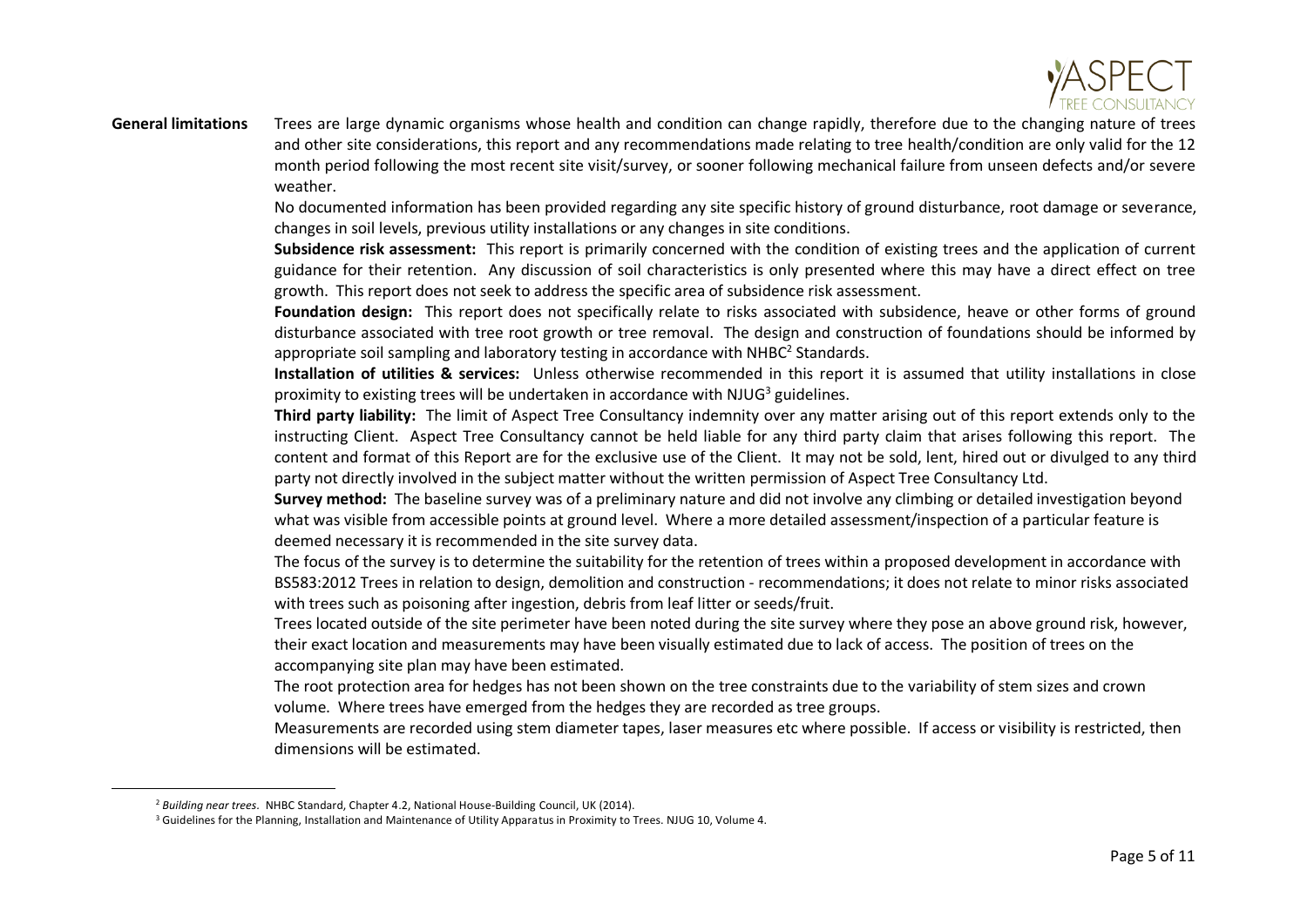**General limitations**

Trees are large dynamic organisms whose health and condition can change rapidly, therefore due to the changing nature of trees and other site considerations, this report and any recommendations made relating to tree health/condition are only valid for the 12 month period following the most recent site visit/survey, or sooner following mechanical failure from unseen defects and/or severe weather.

No documented information has been provided regarding any site specific history of ground disturbance, root damage or severance, changes in soil levels, previous utility installations or any changes in site conditions.

**Subsidence risk assessment:** This report is primarily concerned with the condition of existing trees and the application of current guidance for their retention. Any discussion of soil characteristics is only presented where this may have a direct effect on tree growth. This report does not seek to address the specific area of subsidence risk assessment.

**Foundation design:** This report does not specifically relate to risks associated with subsidence, heave or other forms of ground disturbance associated with tree root growth or tree removal. The design and construction of foundations should be informed by appropriate soil sampling and laboratory testing in accordance with NHBC[2] Standards.

**Installation of utilities & services:** Unless otherwise recommended in this report it is assumed that utility installations in close proximity to existing trees will be undertaken in accordance with NJUG[3] guidelines.

**Third party liability:** The limit of Aspect Tree Consultancy indemnity over any matter arising out of this report extends only to the instructing Client. Aspect Tree Consultancy cannot be held liable for any third party claim that arises following this report. The content and format of this Report are for the exclusive use of the Client. It may not be sold, lent, hired out or divulged to any third party not directly involved in the subject matter without the written permission of Aspect Tree Consultancy Ltd.

**Survey method:** The baseline survey was of a preliminary nature and did not involve any climbing or detailed investigation beyond what was visible from accessible points at ground level. Where a more detailed assessment/inspection of a particular feature is deemed necessary it is recommended in the site survey data.

The focus of the survey is to determine the suitability for the retention of trees within a proposed development in accordance with BS583:2012 Trees in relation to design, demolition and construction - recommendations; it does not relate to minor risks associated with trees such as poisoning after ingestion, debris from leaf litter or seeds/fruit.

Trees located outside of the site perimeter have been noted during the site survey where they pose an above ground risk, however, their exact location and measurements may have been visually estimated due to lack of access. The position of trees on the accompanying site plan may have been estimated.

The root protection area for hedges has not been shown on the tree constraints due to the variability of stem sizes and crown volume. Where trees have emerged from the hedges they are recorded as tree groups.

Measurements are recorded using stem diameter tapes, laser measures etc where possible. If access or visibility is restricted, then dimensions will be estimated.

---

[2] *Building near trees*. NHBC Standard, Chapter 4.2, National House-Building Council, UK (2014).

[3] Guidelines for the Planning, Installation and Maintenance of Utility Apparatus in Proximity to Trees. NJUG 10, Volume 4.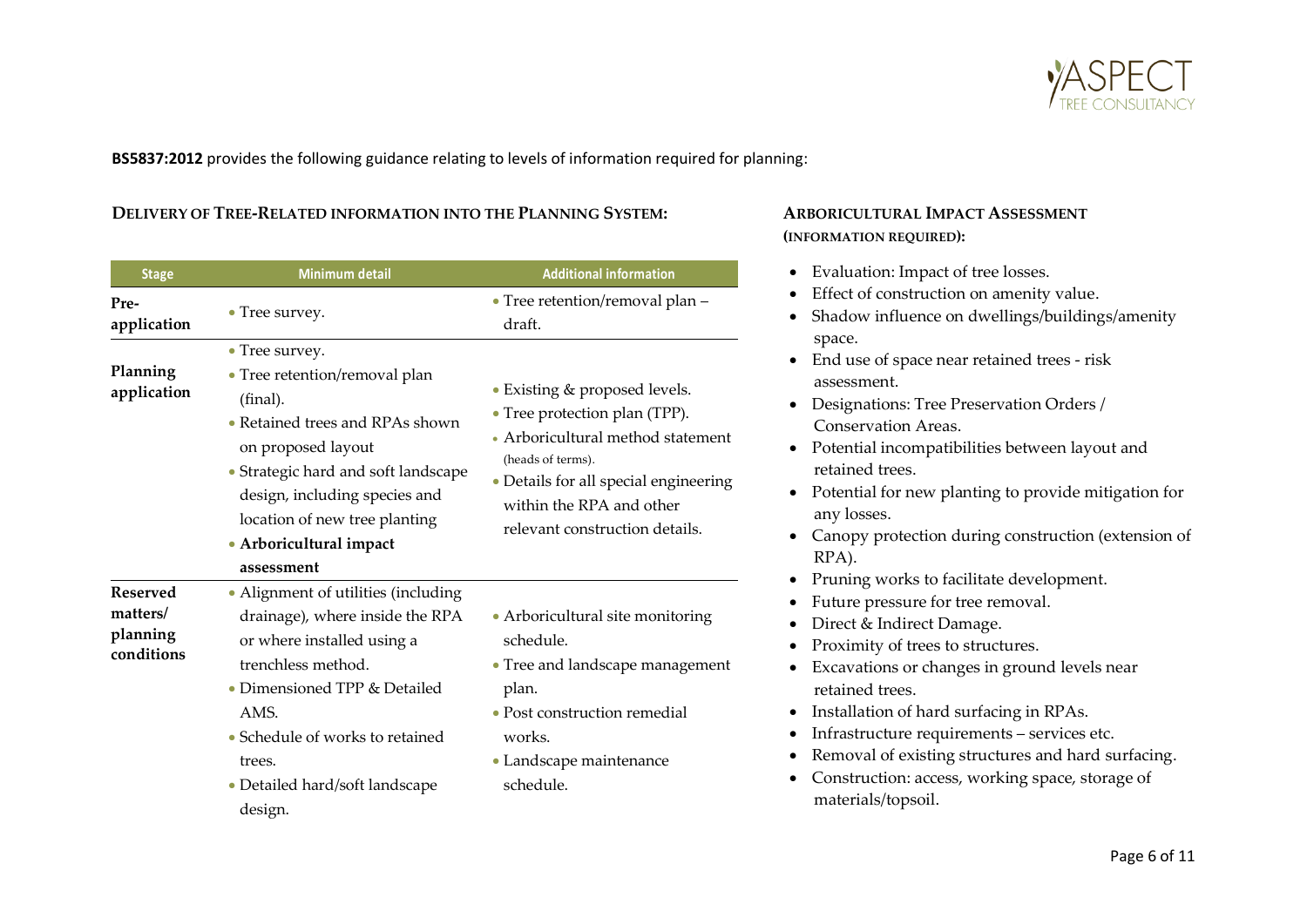**BS5837:2012** provides the following guidance relating to levels of information required for planning:

### DELIVERY OF TREE-RELATED INFORMATION INTO THE PLANNING SYSTEM:

| Stage | Minimum detail | Additional information |
|---|---|---|
| **Pre-application** | • Tree survey. | • Tree retention/removal plan – draft. |
| **Planning application** | • Tree survey.<br>• Tree retention/removal plan (final).<br>• Retained trees and RPAs shown on proposed layout<br>• Strategic hard and soft landscape design, including species and location of new tree planting<br>• **Arboricultural impact assessment** | • Existing & proposed levels.<br>• Tree protection plan (TPP).<br>• Arboricultural method statement (heads of terms).<br>• Details for all special engineering within the RPA and other relevant construction details. |
| **Reserved matters/ planning conditions** | • Alignment of utilities (including drainage), where inside the RPA or where installed using a trenchless method.<br>• Dimensioned TPP & Detailed AMS.<br>• Schedule of works to retained trees.<br>• Detailed hard/soft landscape design. | • Arboricultural site monitoring schedule.<br>• Tree and landscape management plan.<br>• Post construction remedial works.<br>• Landscape maintenance schedule. |

### ARBORICULTURAL IMPACT ASSESSMENT (INFORMATION REQUIRED):

- Evaluation: Impact of tree losses.
- Effect of construction on amenity value.
- Shadow influence on dwellings/buildings/amenity space.
- End use of space near retained trees - risk assessment.
- Designations: Tree Preservation Orders / Conservation Areas.
- Potential incompatibilities between layout and retained trees.
- Potential for new planting to provide mitigation for any losses.
- Canopy protection during construction (extension of RPA).
- Pruning works to facilitate development.
- Future pressure for tree removal.
- Direct & Indirect Damage.
- Proximity of trees to structures.
- Excavations or changes in ground levels near retained trees.
- Installation of hard surfacing in RPAs.
- Infrastructure requirements – services etc.
- Removal of existing structures and hard surfacing.
- Construction: access, working space, storage of materials/topsoil.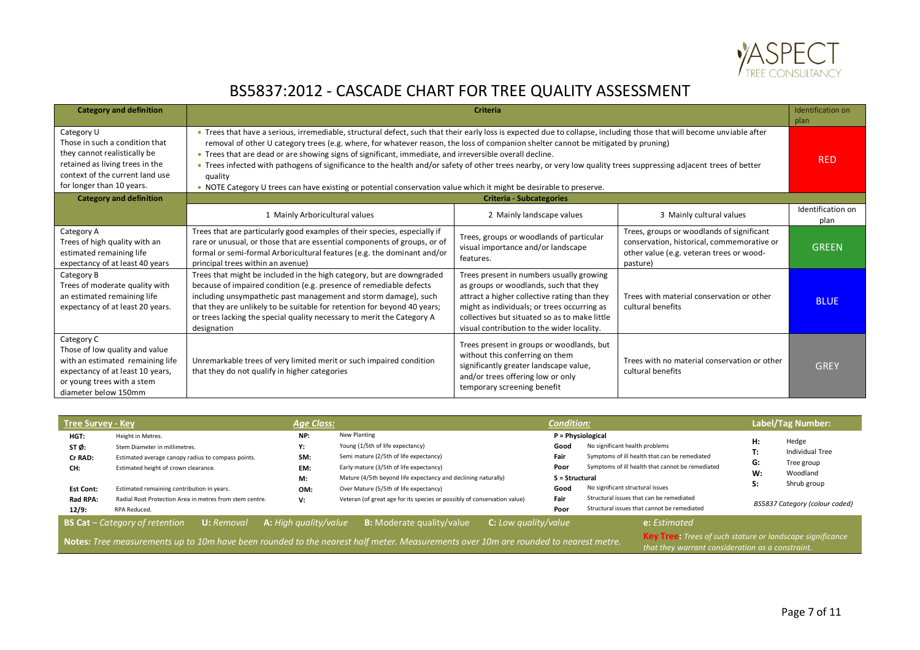# BS5837:2012 - CASCADE CHART FOR TREE QUALITY ASSESSMENT

| Category and definition | Criteria | | | Identification on plan |
|---|---|---|---|---|
| Category U<br>Those in such a condition that they cannot realistically be retained as living trees in the context of the current land use for longer than 10 years. | • Trees that have a serious, irremediable, structural defect, such that their early loss is expected due to collapse, including those that will become unviable after removal of other U category trees (e.g. where, for whatever reason, the loss of companion shelter cannot be mitigated by pruning)<br>• Trees that are dead or are showing signs of significant, immediate, and irreversible overall decline.<br>• Trees infected with pathogens of significance to the health and/or safety of other trees nearby, or very low quality trees suppressing adjacent trees of better quality<br>• NOTE Category U trees can have existing or potential conservation value which it might be desirable to preserve. | | | RED |
| **Category and definition** | **Criteria - Subcategories** | | | |
| | 1 Mainly Arboricultural values | 2 Mainly landscape values | 3 Mainly cultural values | Identification on plan |
| Category A<br>Trees of high quality with an estimated remaining life expectancy of at least 40 years | Trees that are particularly good examples of their species, especially if rare or unusual, or those that are essential components of groups, or of formal or semi-formal Arboricultural features (e.g. the dominant and/or principal trees within an avenue) | Trees, groups or woodlands of particular visual importance and/or landscape features. | Trees, groups or woodlands of significant conservation, historical, commemorative or other value (e.g. veteran trees or wood-pasture) | GREEN |
| Category B<br>Trees of moderate quality with an estimated remaining life expectancy of at least 20 years. | Trees that might be included in the high category, but are downgraded because of impaired condition (e.g. presence of remediable defects including unsympathetic past management and storm damage), such that they are unlikely to be suitable for retention for beyond 40 years; or trees lacking the special quality necessary to merit the Category A designation | Trees present in numbers usually growing as groups or woodlands, such that they attract a higher collective rating than they might as individuals; or trees occurring as collectives but situated so as to make little visual contribution to the wider locality. | Trees with material conservation or other cultural benefits | BLUE |
| Category C<br>Those of low quality and value with an estimated remaining life expectancy of at least 10 years, or young trees with a stem diameter below 150mm | Unremarkable trees of very limited merit or such impaired condition that they do not qualify in higher categories | Trees present in groups or woodlands, but without this conferring on them significantly greater landscape value, and/or trees offering low or only temporary screening benefit | Trees with no material conservation or other cultural benefits | GREY |

| Tree Survey - Key | | Age Class: | | Condition: | | Label/Tag Number: | |
|---|---|---|---|---|---|---|---|
| HGT: | Height in Metres. | NP: | New Planting | P = Physiological | | H: | Hedge |
| ST Ø: | Stem Diameter in millimetres. | Y: | Young (1/5th of life expectancy) | Good | No significant health problems | T: | Individual Tree |
| Cr RAD: | Estimated average canopy radius to compass points. | SM: | Semi mature (2/5th of life expectancy) | Fair | Symptoms of ill health that can be remediated | G: | Tree group |
| CH: | Estimated height of crown clearance. | EM: | Early mature (3/5th of life expectancy) | Poor | Symptoms of ill health that cannot be remediated | W: | Woodland |
| | | M: | Mature (4/5th beyond life expectancy and declining naturally) | S = Structural | | S: | Shrub group |
| Est Cont: | Estimated remaining contribution in years. | OM: | Over Mature (5/5th of life expectancy) | Good | No significant structural issues | | |
| Rad RPA: | Radial Root Protection Area in metres from stem centre. | V: | Veteran (of great age for its species or possibly of conservation value) | Fair | Structural issues that can be remediated | | *BS5837 Category (colour coded)* |
| 12/9: | RPA Reduced. | | | Poor | Structural issues that cannot be remediated | | |

**BS Cat** – *Category of retention* **U:** *Removal* **A:** *High quality/value* **B:** Moderate quality/value **C:** *Low quality/value* **e:** *Estimated*

**Notes:** *Tree measurements up to 10m have been rounded to the nearest half meter. Measurements over 10m are rounded to nearest metre.*

**Key Tree:** *Trees of such stature or landscape significance that they warrant consideration as a constraint.*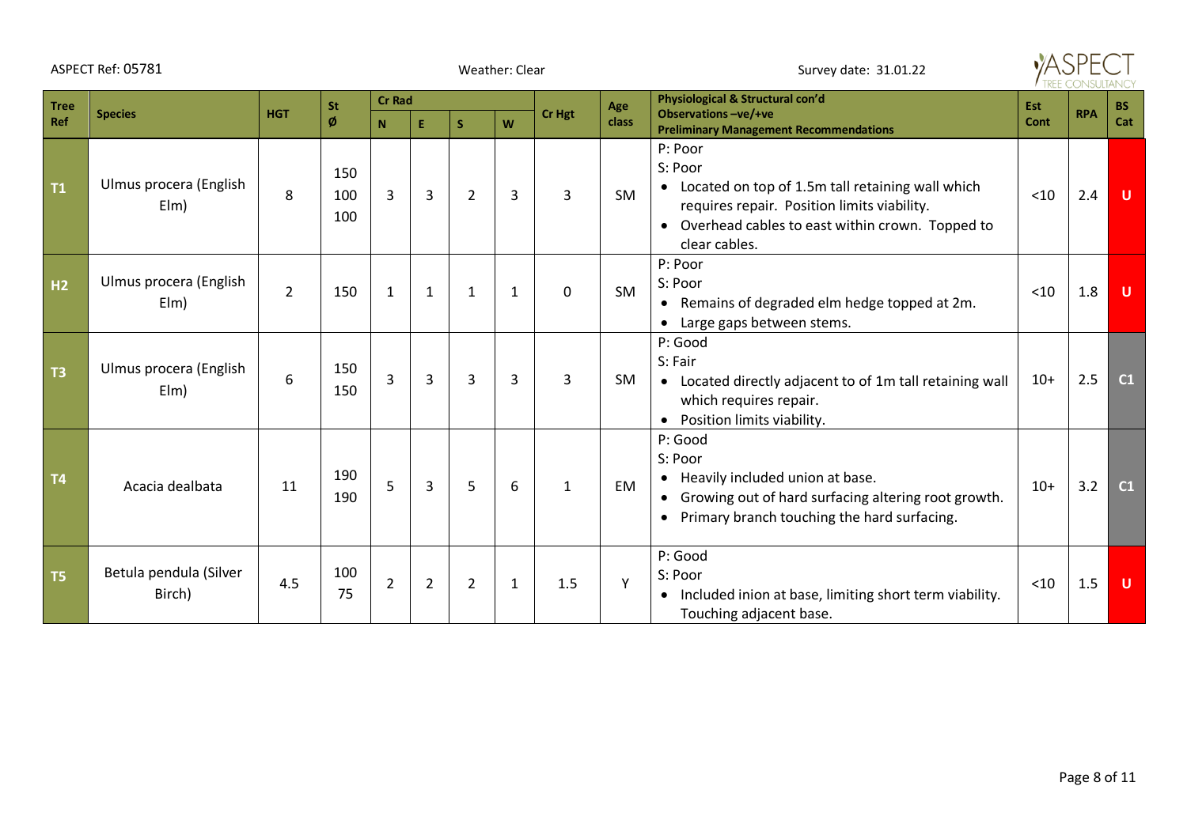ASPECT Ref: 05781 Weather: Clear Survey date: 31.01.22

| Tree Ref | Species | HGT | St Ø | Cr Rad | | | | Cr Hgt | Age class | Physiological & Structural con'd Observations –ve/+ve Preliminary Management Recommendations | Est Cont | RPA | BS Cat |
|---|---|---|---|---|---|---|---|---|---|---|---|---|---|
| | | | | N | E | S | W | | | | | | |
| T1 | Ulmus procera (English Elm) | 8 | 150 100 100 | 3 | 3 | 2 | 3 | 3 | SM | P: Poor<br>S: Poor<br>• Located on top of 1.5m tall retaining wall which requires repair. Position limits viability.<br>• Overhead cables to east within crown. Topped to clear cables. | <10 | 2.4 | U |
| H2 | Ulmus procera (English Elm) | 2 | 150 | 1 | 1 | 1 | 1 | 0 | SM | P: Poor<br>S: Poor<br>• Remains of degraded elm hedge topped at 2m.<br>• Large gaps between stems. | <10 | 1.8 | U |
| T3 | Ulmus procera (English Elm) | 6 | 150 150 | 3 | 3 | 3 | 3 | 3 | SM | P: Good<br>S: Fair<br>• Located directly adjacent to of 1m tall retaining wall which requires repair.<br>• Position limits viability. | 10+ | 2.5 | C1 |
| T4 | Acacia dealbata | 11 | 190 190 | 5 | 3 | 5 | 6 | 1 | EM | P: Good<br>S: Poor<br>• Heavily included union at base.<br>• Growing out of hard surfacing altering root growth.<br>• Primary branch touching the hard surfacing. | 10+ | 3.2 | C1 |
| T5 | Betula pendula (Silver Birch) | 4.5 | 100 75 | 2 | 2 | 2 | 1 | 1.5 | Y | P: Good<br>S: Poor<br>• Included inion at base, limiting short term viability. Touching adjacent base. | <10 | 1.5 | U |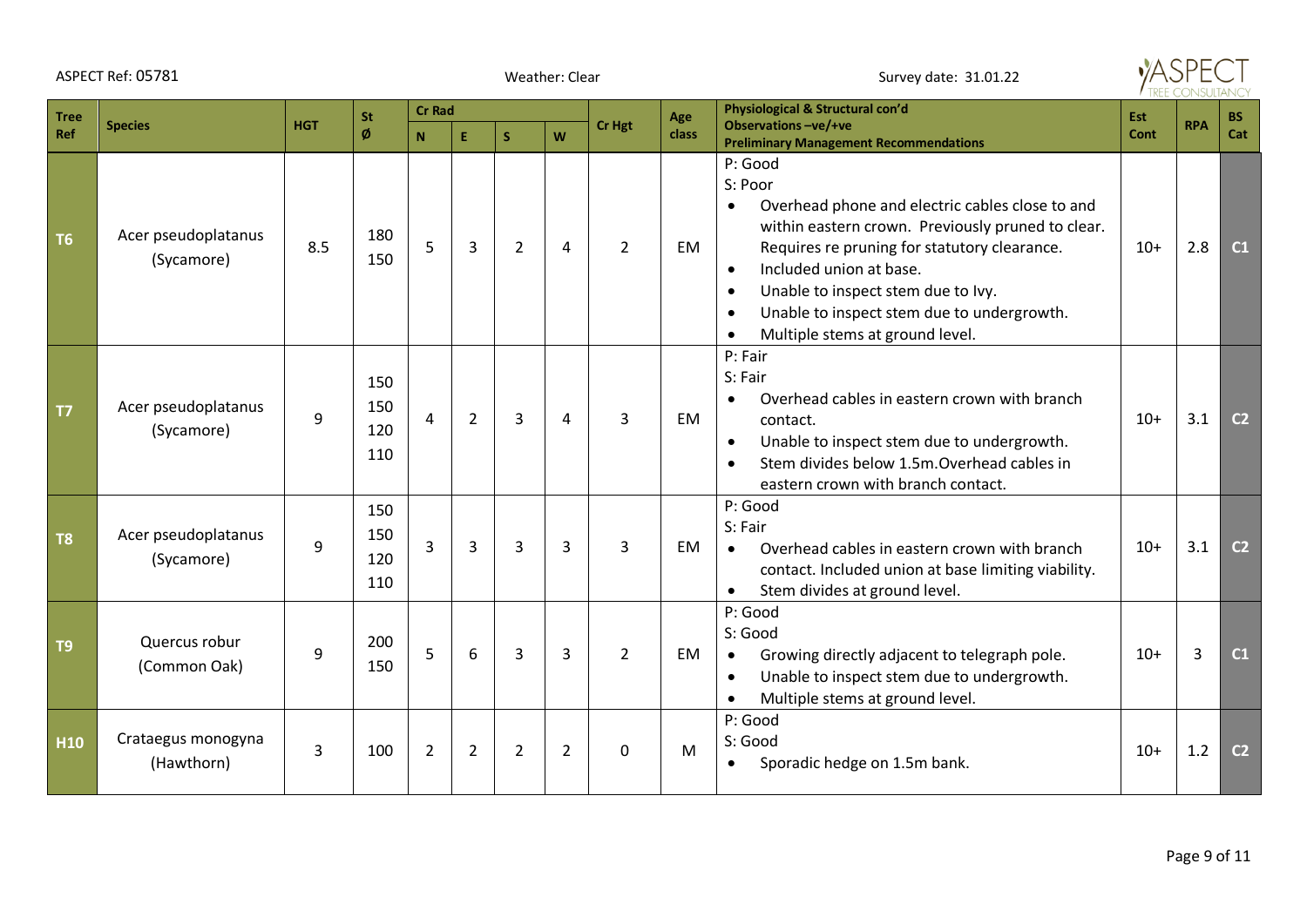ASPECT Ref: 05781 | Weather: Clear | Survey date: 31.01.22

| Tree Ref | Species | HGT | St Ø | Cr Rad | | | | Cr Hgt | Age class | Physiological & Structural con'd Observations –ve/+ve Preliminary Management Recommendations | Est Cont | RPA | BS Cat |
|---|---|---|---|---|---|---|---|---|---|---|---|---|---|
| | | | | N | E | S | W | | | | | | |
| T6 | Acer pseudoplatanus (Sycamore) | 8.5 | 180<br>150 | 5 | 3 | 2 | 4 | 2 | EM | P: Good<br>S: Poor<br>• Overhead phone and electric cables close to and within eastern crown. Previously pruned to clear. Requires re pruning for statutory clearance.<br>• Included union at base.<br>• Unable to inspect stem due to Ivy.<br>• Unable to inspect stem due to undergrowth.<br>• Multiple stems at ground level. | 10+ | 2.8 | C1 |
| T7 | Acer pseudoplatanus (Sycamore) | 9 | 150<br>150<br>120<br>110 | 4 | 2 | 3 | 4 | 3 | EM | P: Fair<br>S: Fair<br>• Overhead cables in eastern crown with branch contact.<br>• Unable to inspect stem due to undergrowth.<br>• Stem divides below 1.5m.Overhead cables in eastern crown with branch contact. | 10+ | 3.1 | C2 |
| T8 | Acer pseudoplatanus (Sycamore) | 9 | 150<br>150<br>120<br>110 | 3 | 3 | 3 | 3 | 3 | EM | P: Good<br>S: Fair<br>• Overhead cables in eastern crown with branch contact. Included union at base limiting viability.<br>• Stem divides at ground level. | 10+ | 3.1 | C2 |
| T9 | Quercus robur (Common Oak) | 9 | 200<br>150 | 5 | 6 | 3 | 3 | 2 | EM | P: Good<br>S: Good<br>• Growing directly adjacent to telegraph pole.<br>• Unable to inspect stem due to undergrowth.<br>• Multiple stems at ground level. | 10+ | 3 | C1 |
| H10 | Crataegus monogyna (Hawthorn) | 3 | 100 | 2 | 2 | 2 | 2 | 0 | M | P: Good<br>S: Good<br>• Sporadic hedge on 1.5m bank. | 10+ | 1.2 | C2 |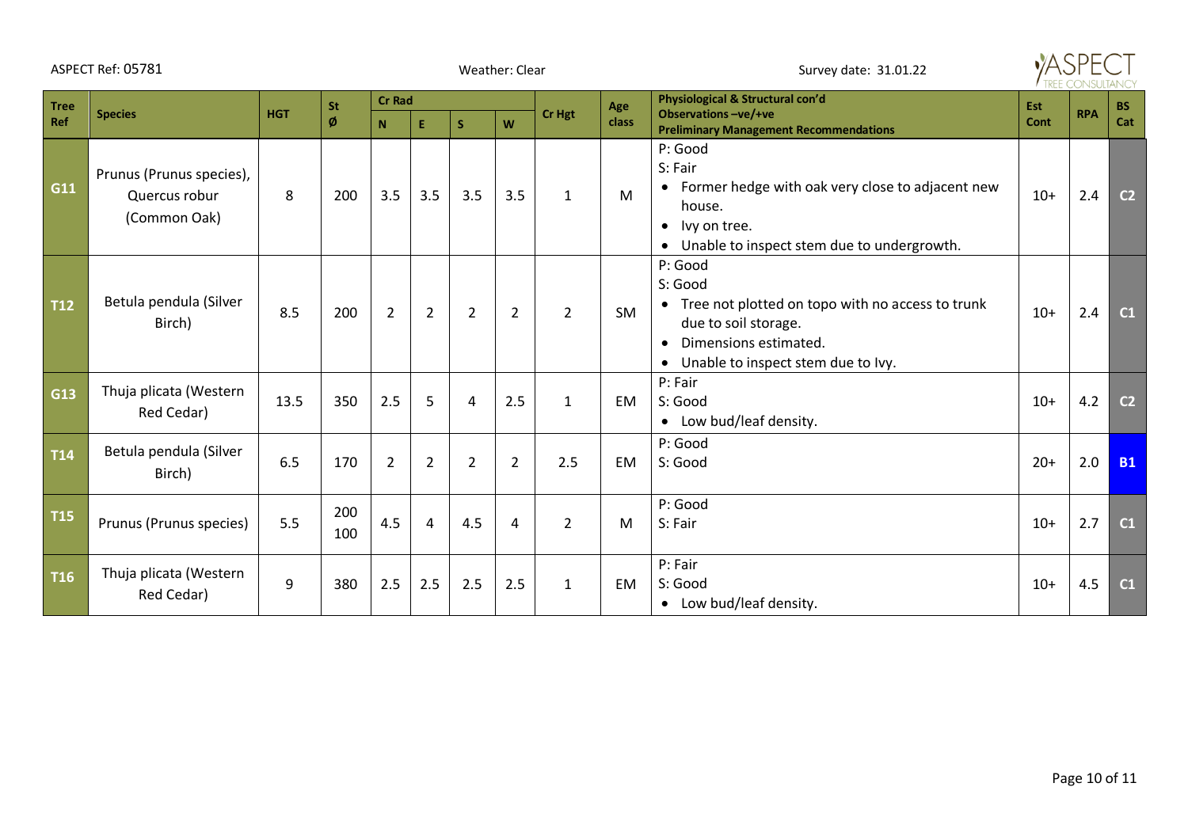ASPECT Ref: 05781 | Weather: Clear | Survey date: 31.01.22

| Tree Ref | Species | HGT | St Ø | Cr Rad | | | | Cr Hgt | Age class | Physiological & Structural con'd Observations –ve/+ve Preliminary Management Recommendations | Est Cont | RPA | BS Cat |
|---|---|---|---|---|---|---|---|---|---|---|---|---|---|
| | | | | N | E | S | W | | | | | | |
| G11 | Prunus (Prunus species), Quercus robur (Common Oak) | 8 | 200 | 3.5 | 3.5 | 3.5 | 3.5 | 1 | M | P: Good<br>S: Fair<br>• Former hedge with oak very close to adjacent new house.<br>• Ivy on tree.<br>• Unable to inspect stem due to undergrowth. | 10+ | 2.4 | C2 |
| T12 | Betula pendula (Silver Birch) | 8.5 | 200 | 2 | 2 | 2 | 2 | 2 | SM | P: Good<br>S: Good<br>• Tree not plotted on topo with no access to trunk due to soil storage.<br>• Dimensions estimated.<br>• Unable to inspect stem due to Ivy. | 10+ | 2.4 | C1 |
| G13 | Thuja plicata (Western Red Cedar) | 13.5 | 350 | 2.5 | 5 | 4 | 2.5 | 1 | EM | P: Fair<br>S: Good<br>• Low bud/leaf density. | 10+ | 4.2 | C2 |
| T14 | Betula pendula (Silver Birch) | 6.5 | 170 | 2 | 2 | 2 | 2 | 2.5 | EM | P: Good<br>S: Good | 20+ | 2.0 | B1 |
| T15 | Prunus (Prunus species) | 5.5 | 200<br>100 | 4.5 | 4 | 4.5 | 4 | 2 | M | P: Good<br>S: Fair | 10+ | 2.7 | C1 |
| T16 | Thuja plicata (Western Red Cedar) | 9 | 380 | 2.5 | 2.5 | 2.5 | 2.5 | 1 | EM | P: Fair<br>S: Good<br>• Low bud/leaf density. | 10+ | 4.5 | C1 |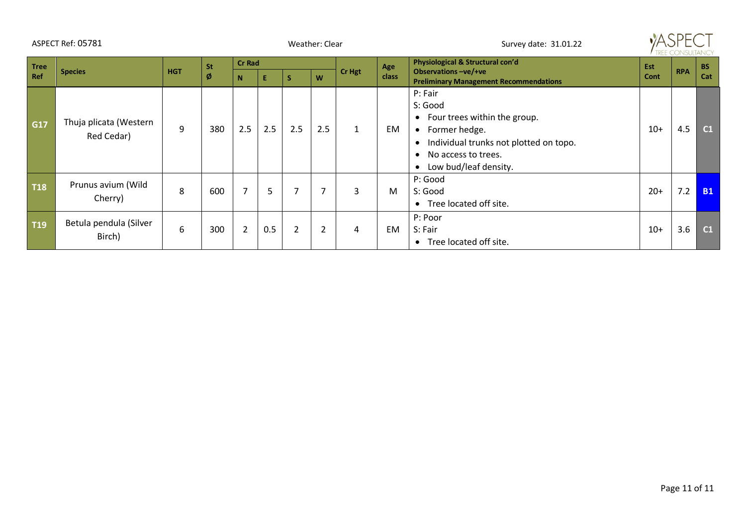ASPECT Ref: 05781 | Weather: Clear | Survey date: 31.01.22

| Tree Ref | Species | HGT | St Ø | Cr Rad | | | | Cr Hgt | Age class | Physiological & Structural con'd Observations –ve/+ve Preliminary Management Recommendations | Est Cont | RPA | BS Cat |
|---|---|---|---|---|---|---|---|---|---|---|---|---|---|
| | | | | N | E | S | W | | | | | | |
| G17 | Thuja plicata (Western Red Cedar) | 9 | 380 | 2.5 | 2.5 | 2.5 | 2.5 | 1 | EM | P: Fair<br>S: Good<br>• Four trees within the group.<br>• Former hedge.<br>• Individual trunks not plotted on topo.<br>• No access to trees.<br>• Low bud/leaf density. | 10+ | 4.5 | C1 |
| T18 | Prunus avium (Wild Cherry) | 8 | 600 | 7 | 5 | 7 | 7 | 3 | M | P: Good<br>S: Good<br>• Tree located off site. | 20+ | 7.2 | B1 |
| T19 | Betula pendula (Silver Birch) | 6 | 300 | 2 | 0.5 | 2 | 2 | 4 | EM | P: Poor<br>S: Fair<br>• Tree located off site. | 10+ | 3.6 | C1 |